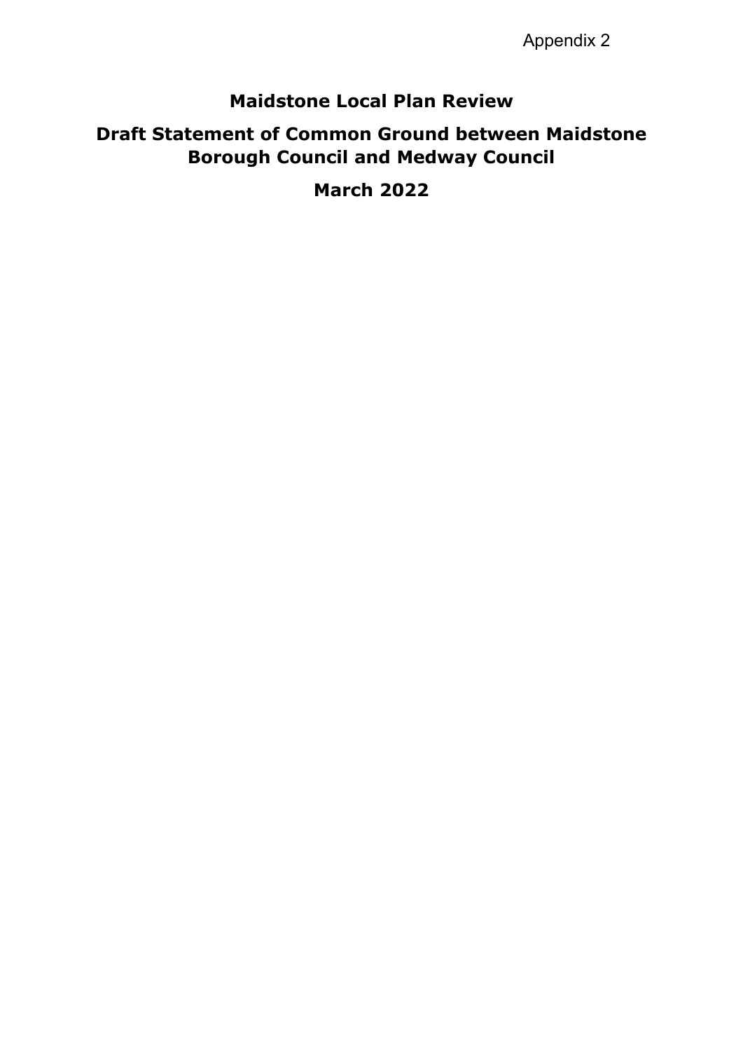Appendix 2

# Maidstone Local Plan Review

## Draft Statement of Common Ground between Maidstone Borough Council and Medway Council

## March 2022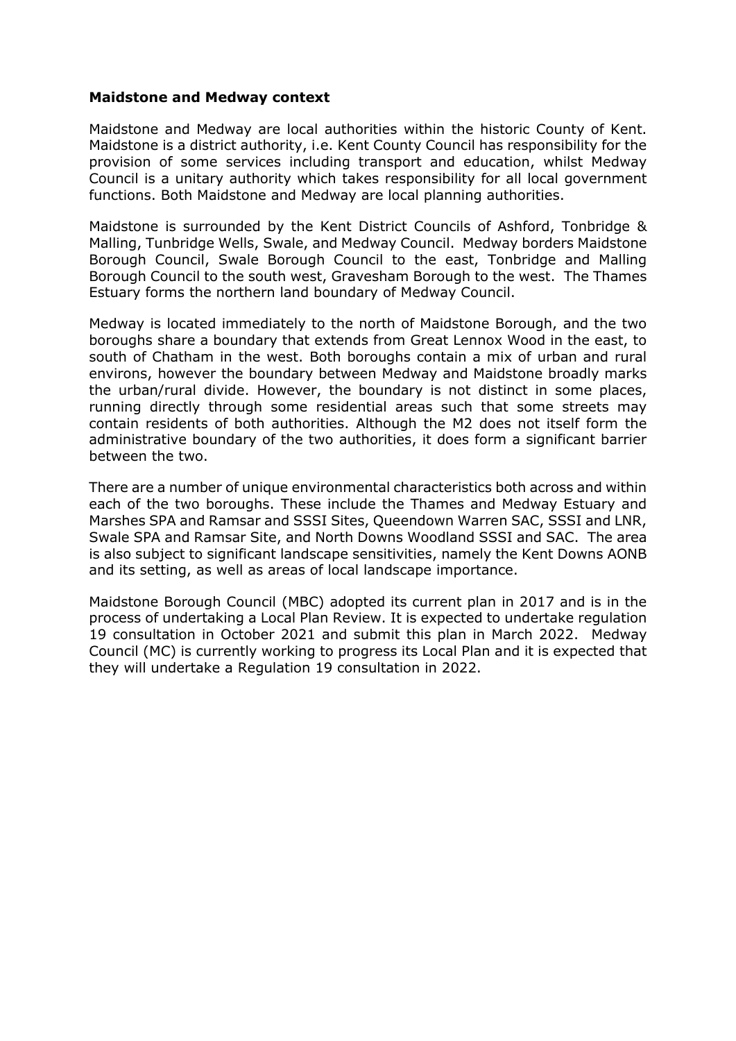**Maidstone and Medway context**

Maidstone and Medway are local authorities within the historic County of Kent. Maidstone is a district authority, i.e. Kent County Council has responsibility for the provision of some services including transport and education, whilst Medway Council is a unitary authority which takes responsibility for all local government functions. Both Maidstone and Medway are local planning authorities.

Maidstone is surrounded by the Kent District Councils of Ashford, Tonbridge & Malling, Tunbridge Wells, Swale, and Medway Council. Medway borders Maidstone Borough Council, Swale Borough Council to the east, Tonbridge and Malling Borough Council to the south west, Gravesham Borough to the west. The Thames Estuary forms the northern land boundary of Medway Council.

Medway is located immediately to the north of Maidstone Borough, and the two boroughs share a boundary that extends from Great Lennox Wood in the east, to south of Chatham in the west. Both boroughs contain a mix of urban and rural environs, however the boundary between Medway and Maidstone broadly marks the urban/rural divide. However, the boundary is not distinct in some places, running directly through some residential areas such that some streets may contain residents of both authorities. Although the M2 does not itself form the administrative boundary of the two authorities, it does form a significant barrier between the two.

There are a number of unique environmental characteristics both across and within each of the two boroughs. These include the Thames and Medway Estuary and Marshes SPA and Ramsar and SSSI Sites, Queendown Warren SAC, SSSI and LNR, Swale SPA and Ramsar Site, and North Downs Woodland SSSI and SAC. The area is also subject to significant landscape sensitivities, namely the Kent Downs AONB and its setting, as well as areas of local landscape importance.

Maidstone Borough Council (MBC) adopted its current plan in 2017 and is in the process of undertaking a Local Plan Review. It is expected to undertake regulation 19 consultation in October 2021 and submit this plan in March 2022. Medway Council (MC) is currently working to progress its Local Plan and it is expected that they will undertake a Regulation 19 consultation in 2022.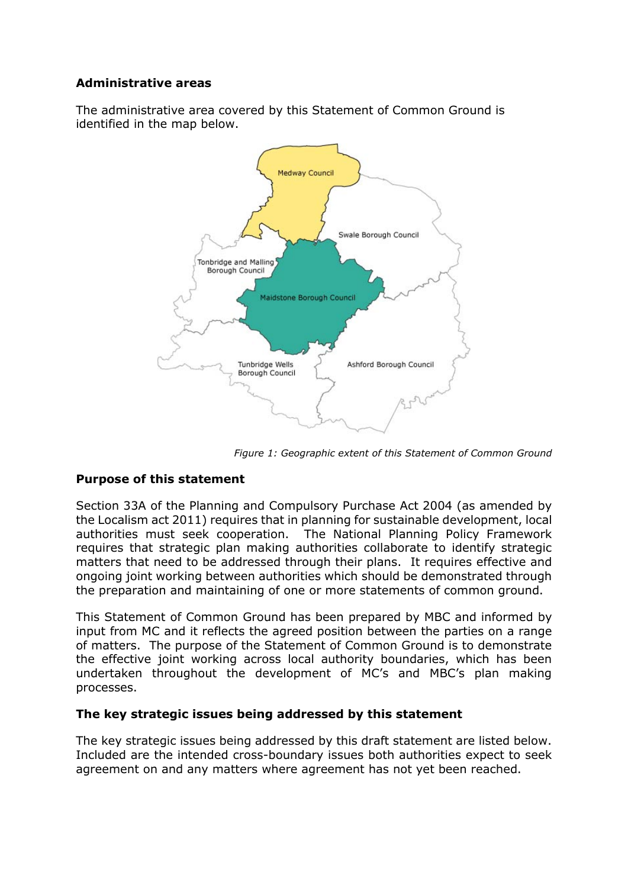## Administrative areas

The administrative area covered by this Statement of Common Ground is identified in the map below.

*Figure 1: Geographic extent of this Statement of Common Ground*

## Purpose of this statement

Section 33A of the Planning and Compulsory Purchase Act 2004 (as amended by the Localism act 2011) requires that in planning for sustainable development, local authorities must seek cooperation. The National Planning Policy Framework requires that strategic plan making authorities collaborate to identify strategic matters that need to be addressed through their plans. It requires effective and ongoing joint working between authorities which should be demonstrated through the preparation and maintaining of one or more statements of common ground.

This Statement of Common Ground has been prepared by MBC and informed by input from MC and it reflects the agreed position between the parties on a range of matters. The purpose of the Statement of Common Ground is to demonstrate the effective joint working across local authority boundaries, which has been undertaken throughout the development of MC's and MBC's plan making processes.

## The key strategic issues being addressed by this statement

The key strategic issues being addressed by this draft statement are listed below. Included are the intended cross-boundary issues both authorities expect to seek agreement on and any matters where agreement has not yet been reached.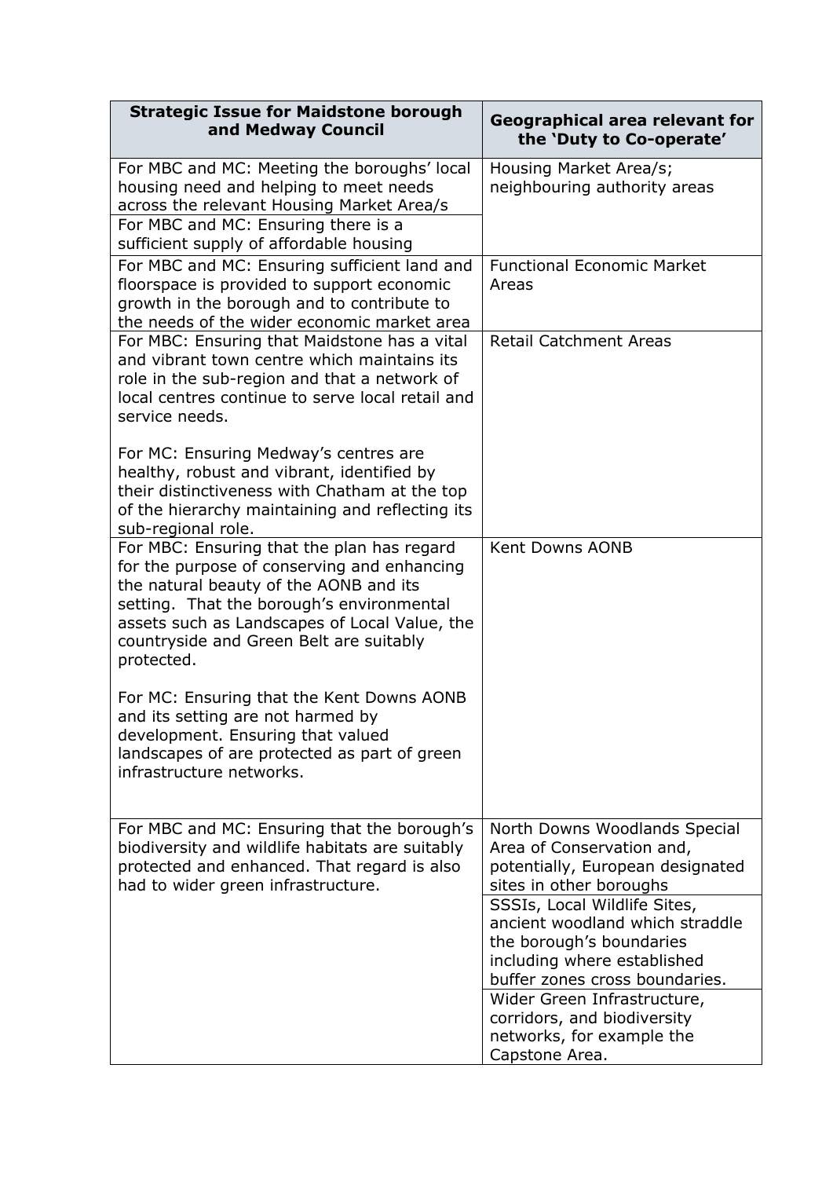| Strategic Issue for Maidstone borough and Medway Council | Geographical area relevant for the 'Duty to Co-operate' |
| --- | --- |
| For MBC and MC: Meeting the boroughs' local housing need and helping to meet needs across the relevant Housing Market Area/s | Housing Market Area/s; neighbouring authority areas |
| For MBC and MC: Ensuring there is a sufficient supply of affordable housing | |
| For MBC and MC: Ensuring sufficient land and floorspace is provided to support economic growth in the borough and to contribute to the needs of the wider economic market area | Functional Economic Market Areas |
| For MBC: Ensuring that Maidstone has a vital and vibrant town centre which maintains its role in the sub-region and that a network of local centres continue to serve local retail and service needs.<br><br>For MC: Ensuring Medway's centres are healthy, robust and vibrant, identified by their distinctiveness with Chatham at the top of the hierarchy maintaining and reflecting its sub-regional role. | Retail Catchment Areas |
| For MBC: Ensuring that the plan has regard for the purpose of conserving and enhancing the natural beauty of the AONB and its setting. That the borough's environmental assets such as Landscapes of Local Value, the countryside and Green Belt are suitably protected.<br><br>For MC: Ensuring that the Kent Downs AONB and its setting are not harmed by development. Ensuring that valued landscapes of are protected as part of green infrastructure networks. | Kent Downs AONB |
| For MBC and MC: Ensuring that the borough's biodiversity and wildlife habitats are suitably protected and enhanced. That regard is also had to wider green infrastructure. | North Downs Woodlands Special Area of Conservation and, potentially, European designated sites in other boroughs |
| | SSSIs, Local Wildlife Sites, ancient woodland which straddle the borough's boundaries including where established buffer zones cross boundaries. |
| | Wider Green Infrastructure, corridors, and biodiversity networks, for example the Capstone Area. |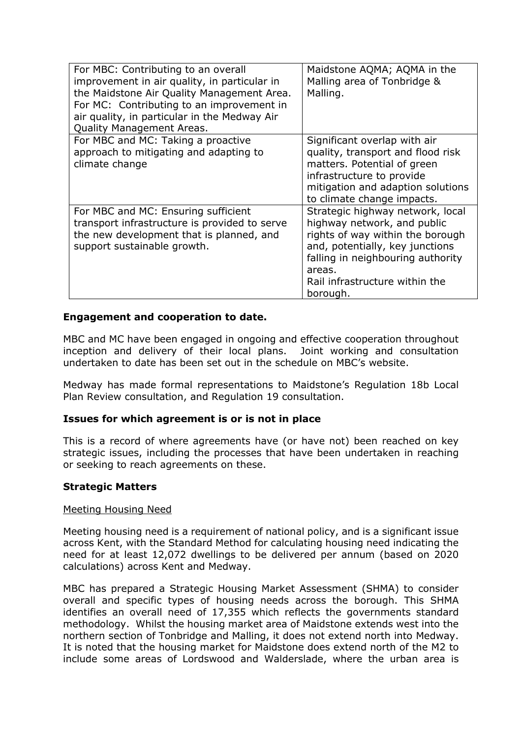| | |
|---|---|
| For MBC: Contributing to an overall improvement in air quality, in particular in the Maidstone Air Quality Management Area. For MC: Contributing to an improvement in air quality, in particular in the Medway Air Quality Management Areas. | Maidstone AQMA; AQMA in the Malling area of Tonbridge & Malling. |
| For MBC and MC: Taking a proactive approach to mitigating and adapting to climate change | Significant overlap with air quality, transport and flood risk matters. Potential of green infrastructure to provide mitigation and adaption solutions to climate change impacts. |
| For MBC and MC: Ensuring sufficient transport infrastructure is provided to serve the new development that is planned, and support sustainable growth. | Strategic highway network, local highway network, and public rights of way within the borough and, potentially, key junctions falling in neighbouring authority areas.<br>Rail infrastructure within the borough. |

**Engagement and cooperation to date.**

MBC and MC have been engaged in ongoing and effective cooperation throughout inception and delivery of their local plans. Joint working and consultation undertaken to date has been set out in the schedule on MBC's website.

Medway has made formal representations to Maidstone's Regulation 18b Local Plan Review consultation, and Regulation 19 consultation.

**Issues for which agreement is or is not in place**

This is a record of where agreements have (or have not) been reached on key strategic issues, including the processes that have been undertaken in reaching or seeking to reach agreements on these.

**Strategic Matters**

<u>Meeting Housing Need</u>

Meeting housing need is a requirement of national policy, and is a significant issue across Kent, with the Standard Method for calculating housing need indicating the need for at least 12,072 dwellings to be delivered per annum (based on 2020 calculations) across Kent and Medway.

MBC has prepared a Strategic Housing Market Assessment (SHMA) to consider overall and specific types of housing needs across the borough. This SHMA identifies an overall need of 17,355 which reflects the governments standard methodology. Whilst the housing market area of Maidstone extends west into the northern section of Tonbridge and Malling, it does not extend north into Medway. It is noted that the housing market for Maidstone does extend north of the M2 to include some areas of Lordswood and Walderslade, where the urban area is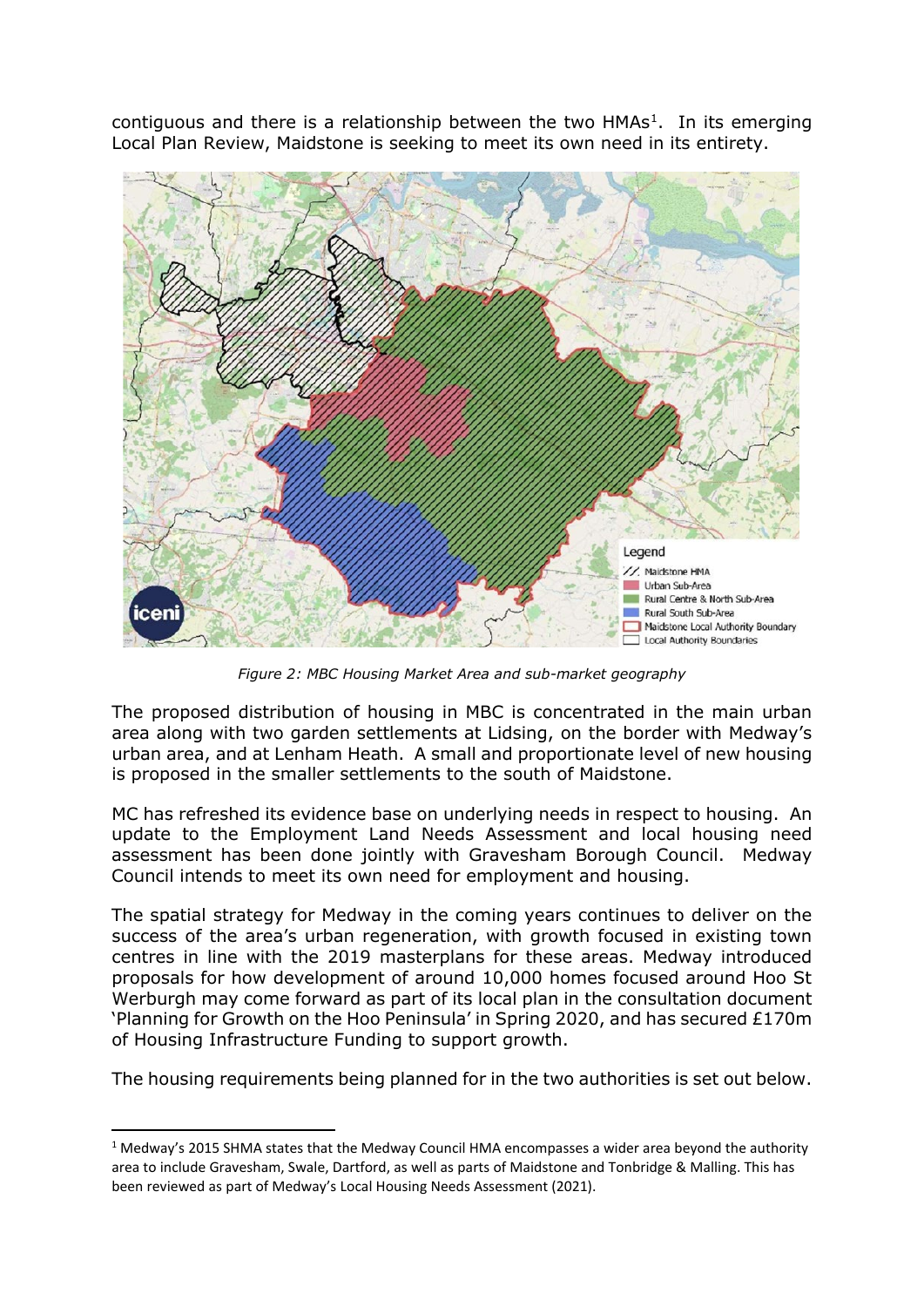contiguous and there is a relationship between the two HMAs[1]. In its emerging Local Plan Review, Maidstone is seeking to meet its own need in its entirety.

*Figure 2: MBC Housing Market Area and sub-market geography*

The proposed distribution of housing in MBC is concentrated in the main urban area along with two garden settlements at Lidsing, on the border with Medway's urban area, and at Lenham Heath. A small and proportionate level of new housing is proposed in the smaller settlements to the south of Maidstone.

MC has refreshed its evidence base on underlying needs in respect to housing. An update to the Employment Land Needs Assessment and local housing need assessment has been done jointly with Gravesham Borough Council. Medway Council intends to meet its own need for employment and housing.

The spatial strategy for Medway in the coming years continues to deliver on the success of the area's urban regeneration, with growth focused in existing town centres in line with the 2019 masterplans for these areas. Medway introduced proposals for how development of around 10,000 homes focused around Hoo St Werburgh may come forward as part of its local plan in the consultation document 'Planning for Growth on the Hoo Peninsula' in Spring 2020, and has secured £170m of Housing Infrastructure Funding to support growth.

The housing requirements being planned for in the two authorities is set out below.

[1] Medway's 2015 SHMA states that the Medway Council HMA encompasses a wider area beyond the authority area to include Gravesham, Swale, Dartford, as well as parts of Maidstone and Tonbridge & Malling. This has been reviewed as part of Medway's Local Housing Needs Assessment (2021).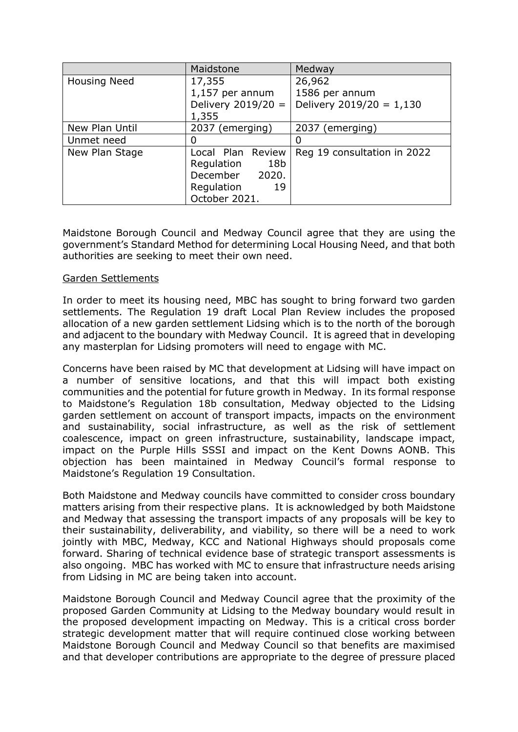| | Maidstone | Medway |
|---|---|---|
| Housing Need | 17,355<br>1,157 per annum<br>Delivery 2019/20 = 1,355 | 26,962<br>1586 per annum<br>Delivery 2019/20 = 1,130 |
| New Plan Until | 2037 (emerging) | 2037 (emerging) |
| Unmet need | 0 | 0 |
| New Plan Stage | Local Plan Review Regulation 18b December 2020. Regulation 19 October 2021. | Reg 19 consultation in 2022 |

Maidstone Borough Council and Medway Council agree that they are using the government's Standard Method for determining Local Housing Need, and that both authorities are seeking to meet their own need.

Garden Settlements

In order to meet its housing need, MBC has sought to bring forward two garden settlements. The Regulation 19 draft Local Plan Review includes the proposed allocation of a new garden settlement Lidsing which is to the north of the borough and adjacent to the boundary with Medway Council. It is agreed that in developing any masterplan for Lidsing promoters will need to engage with MC.

Concerns have been raised by MC that development at Lidsing will have impact on a number of sensitive locations, and that this will impact both existing communities and the potential for future growth in Medway. In its formal response to Maidstone's Regulation 18b consultation, Medway objected to the Lidsing garden settlement on account of transport impacts, impacts on the environment and sustainability, social infrastructure, as well as the risk of settlement coalescence, impact on green infrastructure, sustainability, landscape impact, impact on the Purple Hills SSSI and impact on the Kent Downs AONB. This objection has been maintained in Medway Council's formal response to Maidstone's Regulation 19 Consultation.

Both Maidstone and Medway councils have committed to consider cross boundary matters arising from their respective plans. It is acknowledged by both Maidstone and Medway that assessing the transport impacts of any proposals will be key to their sustainability, deliverability, and viability, so there will be a need to work jointly with MBC, Medway, KCC and National Highways should proposals come forward. Sharing of technical evidence base of strategic transport assessments is also ongoing. MBC has worked with MC to ensure that infrastructure needs arising from Lidsing in MC are being taken into account.

Maidstone Borough Council and Medway Council agree that the proximity of the proposed Garden Community at Lidsing to the Medway boundary would result in the proposed development impacting on Medway. This is a critical cross border strategic development matter that will require continued close working between Maidstone Borough Council and Medway Council so that benefits are maximised and that developer contributions are appropriate to the degree of pressure placed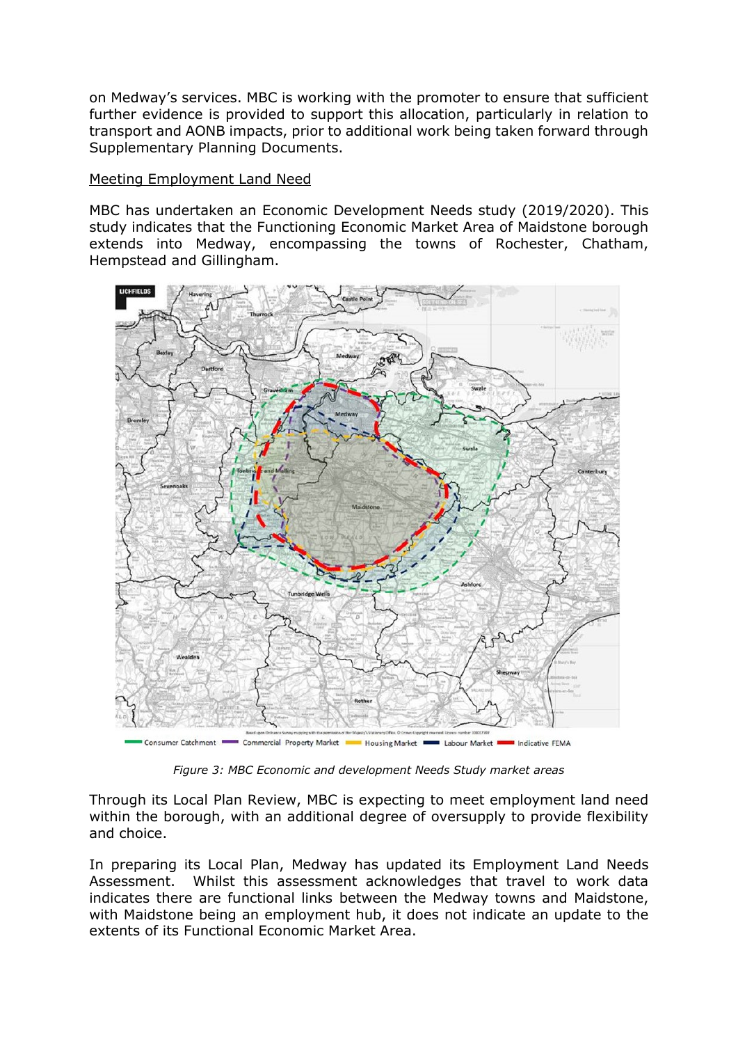on Medway's services. MBC is working with the promoter to ensure that sufficient further evidence is provided to support this allocation, particularly in relation to transport and AONB impacts, prior to additional work being taken forward through Supplementary Planning Documents.

<u>Meeting Employment Land Need</u>

MBC has undertaken an Economic Development Needs study (2019/2020). This study indicates that the Functioning Economic Market Area of Maidstone borough extends into Medway, encompassing the towns of Rochester, Chatham, Hempstead and Gillingham.

*Figure 3: MBC Economic and development Needs Study market areas*

Through its Local Plan Review, MBC is expecting to meet employment land need within the borough, with an additional degree of oversupply to provide flexibility and choice.

In preparing its Local Plan, Medway has updated its Employment Land Needs Assessment. Whilst this assessment acknowledges that travel to work data indicates there are functional links between the Medway towns and Maidstone, with Maidstone being an employment hub, it does not indicate an update to the extents of its Functional Economic Market Area.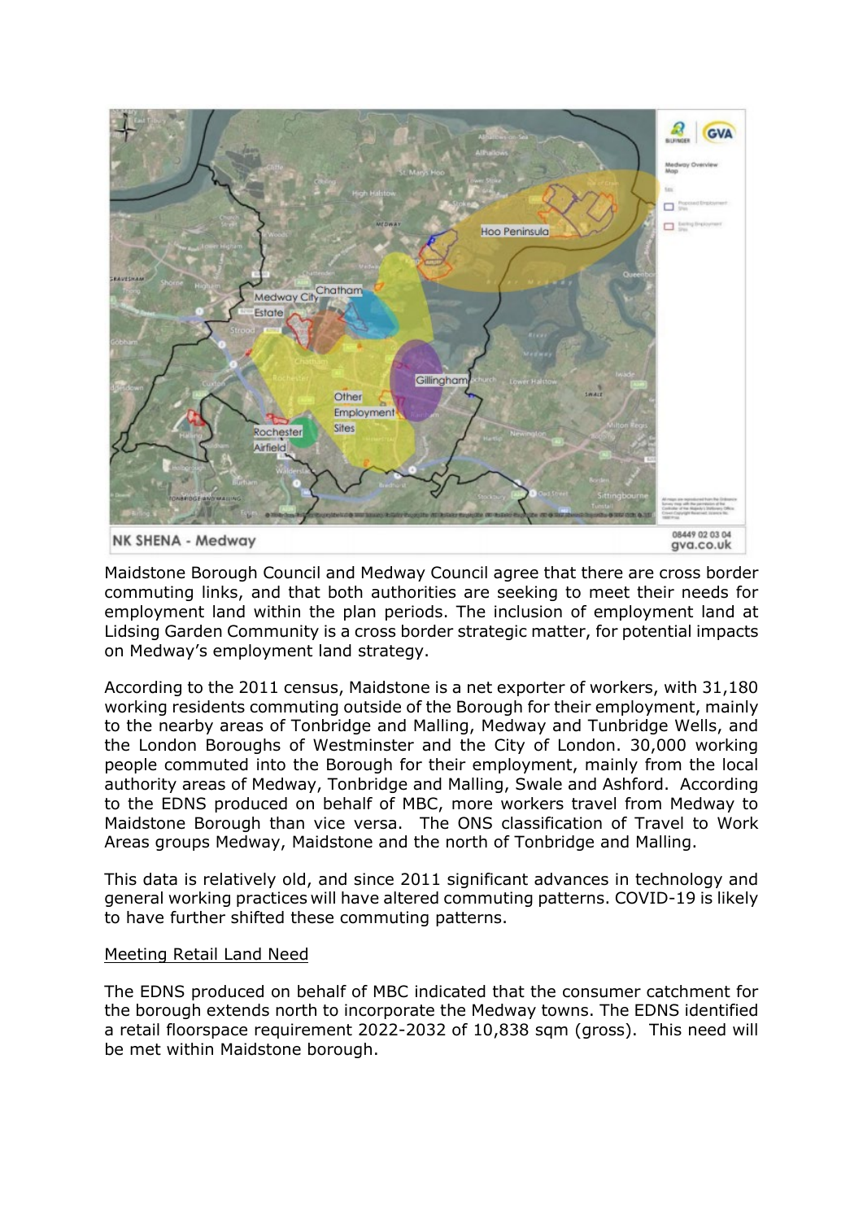Maidstone Borough Council and Medway Council agree that there are cross border commuting links, and that both authorities are seeking to meet their needs for employment land within the plan periods. The inclusion of employment land at Lidsing Garden Community is a cross border strategic matter, for potential impacts on Medway's employment land strategy.

According to the 2011 census, Maidstone is a net exporter of workers, with 31,180 working residents commuting outside of the Borough for their employment, mainly to the nearby areas of Tonbridge and Malling, Medway and Tunbridge Wells, and the London Boroughs of Westminster and the City of London. 30,000 working people commuted into the Borough for their employment, mainly from the local authority areas of Medway, Tonbridge and Malling, Swale and Ashford. According to the EDNS produced on behalf of MBC, more workers travel from Medway to Maidstone Borough than vice versa. The ONS classification of Travel to Work Areas groups Medway, Maidstone and the north of Tonbridge and Malling.

This data is relatively old, and since 2011 significant advances in technology and general working practices will have altered commuting patterns. COVID-19 is likely to have further shifted these commuting patterns.

Meeting Retail Land Need

The EDNS produced on behalf of MBC indicated that the consumer catchment for the borough extends north to incorporate the Medway towns. The EDNS identified a retail floorspace requirement 2022-2032 of 10,838 sqm (gross). This need will be met within Maidstone borough.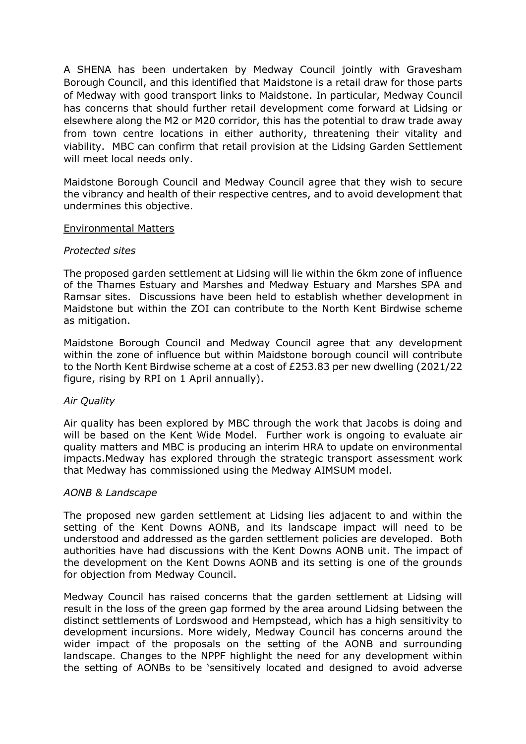A SHENA has been undertaken by Medway Council jointly with Gravesham Borough Council, and this identified that Maidstone is a retail draw for those parts of Medway with good transport links to Maidstone. In particular, Medway Council has concerns that should further retail development come forward at Lidsing or elsewhere along the M2 or M20 corridor, this has the potential to draw trade away from town centre locations in either authority, threatening their vitality and viability. MBC can confirm that retail provision at the Lidsing Garden Settlement will meet local needs only.

Maidstone Borough Council and Medway Council agree that they wish to secure the vibrancy and health of their respective centres, and to avoid development that undermines this objective.

## Environmental Matters

*Protected sites*

The proposed garden settlement at Lidsing will lie within the 6km zone of influence of the Thames Estuary and Marshes and Medway Estuary and Marshes SPA and Ramsar sites. Discussions have been held to establish whether development in Maidstone but within the ZOI can contribute to the North Kent Birdwise scheme as mitigation.

Maidstone Borough Council and Medway Council agree that any development within the zone of influence but within Maidstone borough council will contribute to the North Kent Birdwise scheme at a cost of £253.83 per new dwelling (2021/22 figure, rising by RPI on 1 April annually).

*Air Quality*

Air quality has been explored by MBC through the work that Jacobs is doing and will be based on the Kent Wide Model. Further work is ongoing to evaluate air quality matters and MBC is producing an interim HRA to update on environmental impacts.Medway has explored through the strategic transport assessment work that Medway has commissioned using the Medway AIMSUM model.

*AONB & Landscape*

The proposed new garden settlement at Lidsing lies adjacent to and within the setting of the Kent Downs AONB, and its landscape impact will need to be understood and addressed as the garden settlement policies are developed. Both authorities have had discussions with the Kent Downs AONB unit. The impact of the development on the Kent Downs AONB and its setting is one of the grounds for objection from Medway Council.

Medway Council has raised concerns that the garden settlement at Lidsing will result in the loss of the green gap formed by the area around Lidsing between the distinct settlements of Lordswood and Hempstead, which has a high sensitivity to development incursions. More widely, Medway Council has concerns around the wider impact of the proposals on the setting of the AONB and surrounding landscape. Changes to the NPPF highlight the need for any development within the setting of AONBs to be 'sensitively located and designed to avoid adverse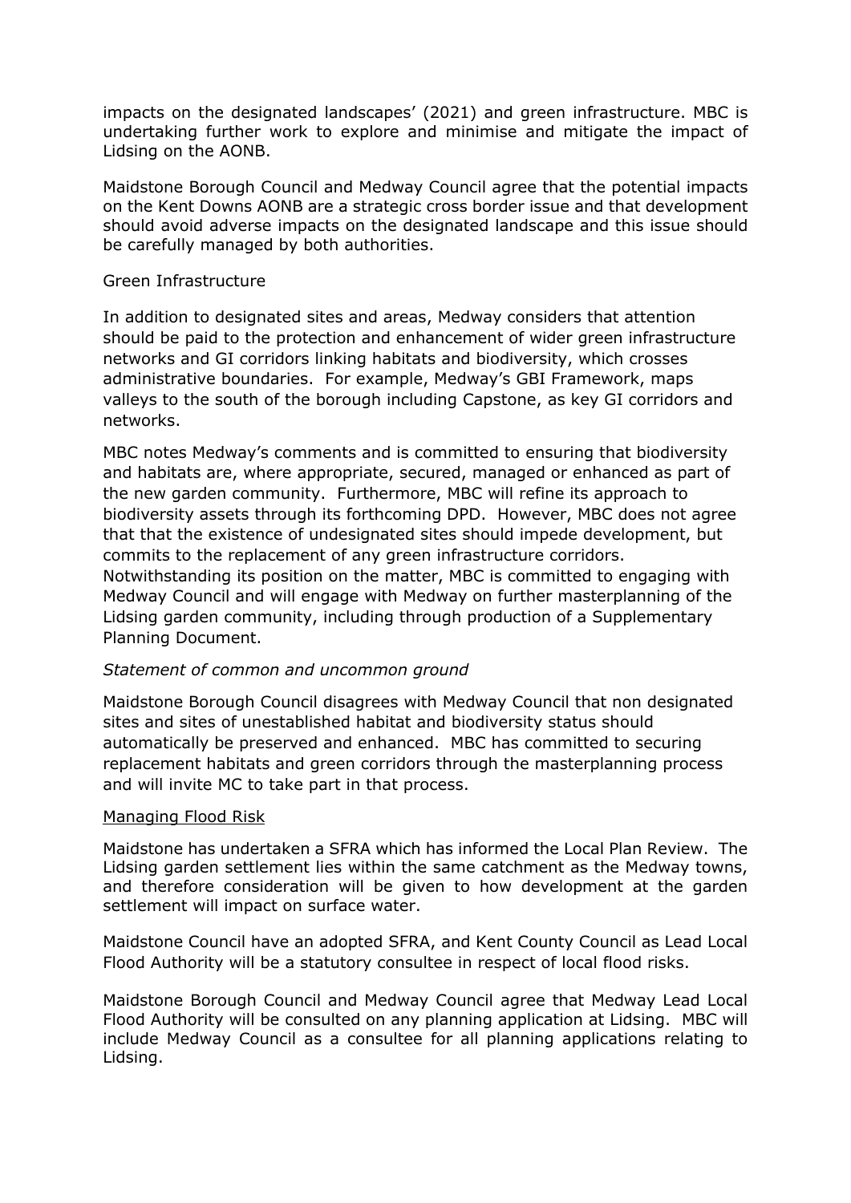impacts on the designated landscapes' (2021) and green infrastructure. MBC is undertaking further work to explore and minimise and mitigate the impact of Lidsing on the AONB.

Maidstone Borough Council and Medway Council agree that the potential impacts on the Kent Downs AONB are a strategic cross border issue and that development should avoid adverse impacts on the designated landscape and this issue should be carefully managed by both authorities.

Green Infrastructure

In addition to designated sites and areas, Medway considers that attention should be paid to the protection and enhancement of wider green infrastructure networks and GI corridors linking habitats and biodiversity, which crosses administrative boundaries. For example, Medway's GBI Framework, maps valleys to the south of the borough including Capstone, as key GI corridors and networks.

MBC notes Medway's comments and is committed to ensuring that biodiversity and habitats are, where appropriate, secured, managed or enhanced as part of the new garden community. Furthermore, MBC will refine its approach to biodiversity assets through its forthcoming DPD. However, MBC does not agree that that the existence of undesignated sites should impede development, but commits to the replacement of any green infrastructure corridors. Notwithstanding its position on the matter, MBC is committed to engaging with Medway Council and will engage with Medway on further masterplanning of the Lidsing garden community, including through production of a Supplementary Planning Document.

*Statement of common and uncommon ground*

Maidstone Borough Council disagrees with Medway Council that non designated sites and sites of unestablished habitat and biodiversity status should automatically be preserved and enhanced. MBC has committed to securing replacement habitats and green corridors through the masterplanning process and will invite MC to take part in that process.

<u>Managing Flood Risk</u>

Maidstone has undertaken a SFRA which has informed the Local Plan Review. The Lidsing garden settlement lies within the same catchment as the Medway towns, and therefore consideration will be given to how development at the garden settlement will impact on surface water.

Maidstone Council have an adopted SFRA, and Kent County Council as Lead Local Flood Authority will be a statutory consultee in respect of local flood risks.

Maidstone Borough Council and Medway Council agree that Medway Lead Local Flood Authority will be consulted on any planning application at Lidsing. MBC will include Medway Council as a consultee for all planning applications relating to Lidsing.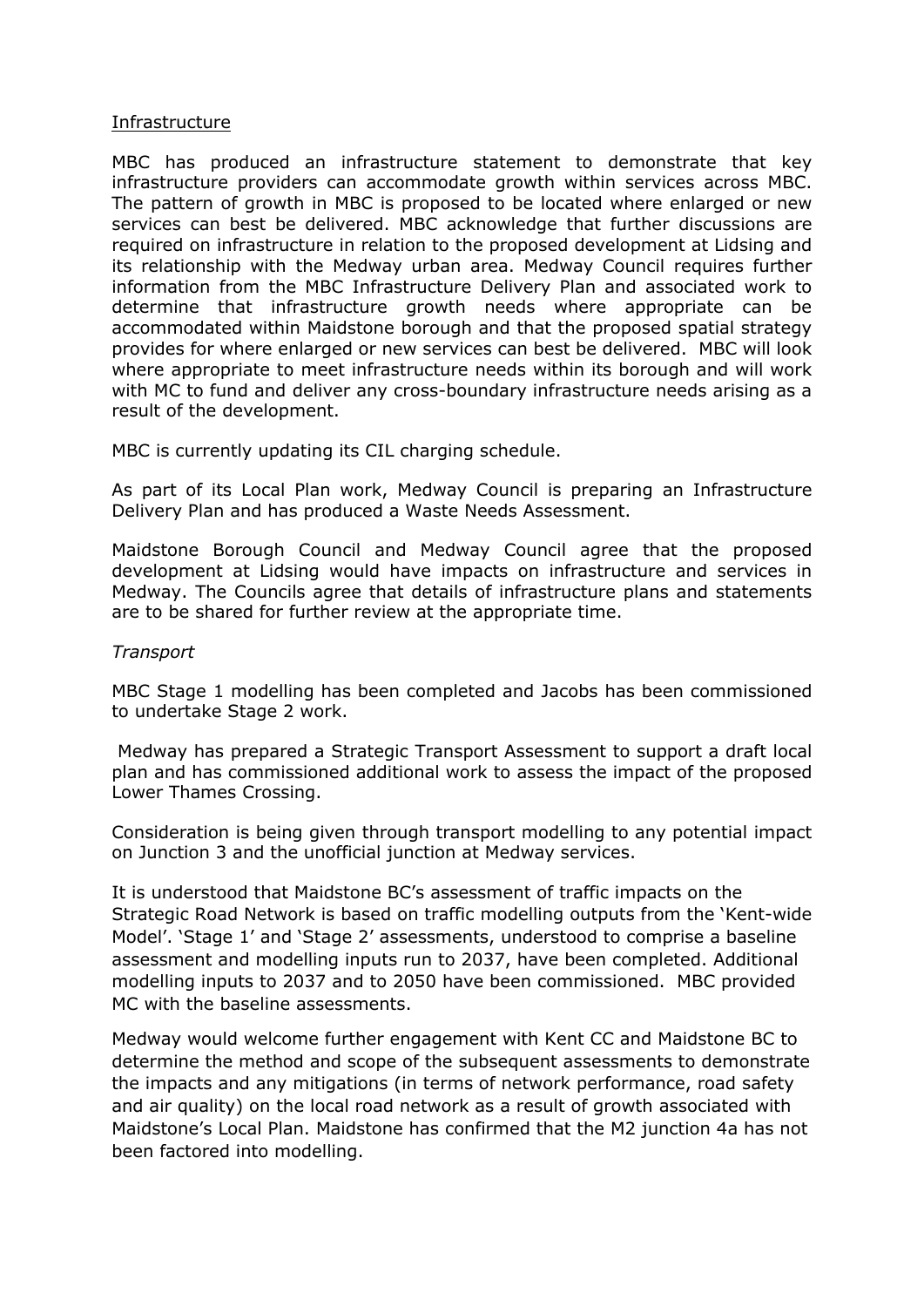<u>Infrastructure</u>

MBC has produced an infrastructure statement to demonstrate that key infrastructure providers can accommodate growth within services across MBC. The pattern of growth in MBC is proposed to be located where enlarged or new services can best be delivered. MBC acknowledge that further discussions are required on infrastructure in relation to the proposed development at Lidsing and its relationship with the Medway urban area. Medway Council requires further information from the MBC Infrastructure Delivery Plan and associated work to determine that infrastructure growth needs where appropriate can be accommodated within Maidstone borough and that the proposed spatial strategy provides for where enlarged or new services can best be delivered. MBC will look where appropriate to meet infrastructure needs within its borough and will work with MC to fund and deliver any cross-boundary infrastructure needs arising as a result of the development.

MBC is currently updating its CIL charging schedule.

As part of its Local Plan work, Medway Council is preparing an Infrastructure Delivery Plan and has produced a Waste Needs Assessment.

Maidstone Borough Council and Medway Council agree that the proposed development at Lidsing would have impacts on infrastructure and services in Medway. The Councils agree that details of infrastructure plans and statements are to be shared for further review at the appropriate time.

*Transport*

MBC Stage 1 modelling has been completed and Jacobs has been commissioned to undertake Stage 2 work.

Medway has prepared a Strategic Transport Assessment to support a draft local plan and has commissioned additional work to assess the impact of the proposed Lower Thames Crossing.

Consideration is being given through transport modelling to any potential impact on Junction 3 and the unofficial junction at Medway services.

It is understood that Maidstone BC's assessment of traffic impacts on the Strategic Road Network is based on traffic modelling outputs from the 'Kent-wide Model'. 'Stage 1' and 'Stage 2' assessments, understood to comprise a baseline assessment and modelling inputs run to 2037, have been completed. Additional modelling inputs to 2037 and to 2050 have been commissioned. MBC provided MC with the baseline assessments.

Medway would welcome further engagement with Kent CC and Maidstone BC to determine the method and scope of the subsequent assessments to demonstrate the impacts and any mitigations (in terms of network performance, road safety and air quality) on the local road network as a result of growth associated with Maidstone's Local Plan. Maidstone has confirmed that the M2 junction 4a has not been factored into modelling.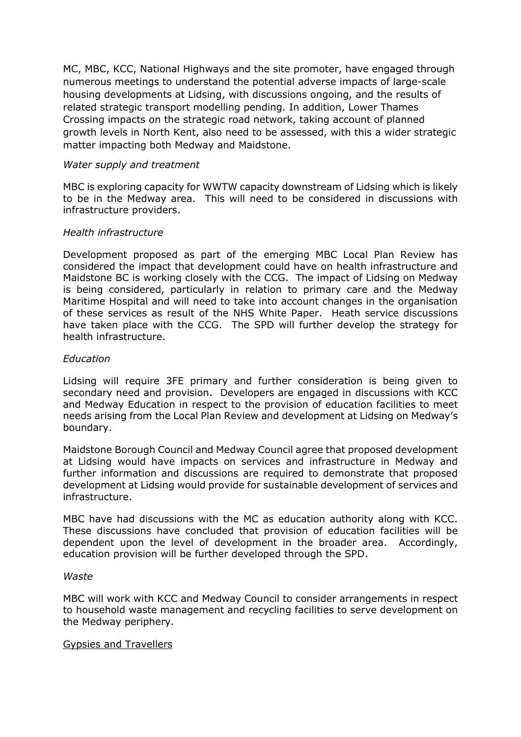MC, MBC, KCC, National Highways and the site promoter, have engaged through numerous meetings to understand the potential adverse impacts of large-scale housing developments at Lidsing, with discussions ongoing, and the results of related strategic transport modelling pending. In addition, Lower Thames Crossing impacts on the strategic road network, taking account of planned growth levels in North Kent, also need to be assessed, with this a wider strategic matter impacting both Medway and Maidstone.

*Water supply and treatment*

MBC is exploring capacity for WWTW capacity downstream of Lidsing which is likely to be in the Medway area. This will need to be considered in discussions with infrastructure providers.

*Health infrastructure*

Development proposed as part of the emerging MBC Local Plan Review has considered the impact that development could have on health infrastructure and Maidstone BC is working closely with the CCG. The impact of Lidsing on Medway is being considered, particularly in relation to primary care and the Medway Maritime Hospital and will need to take into account changes in the organisation of these services as result of the NHS White Paper. Heath service discussions have taken place with the CCG. The SPD will further develop the strategy for health infrastructure.

*Education*

Lidsing will require 3FE primary and further consideration is being given to secondary need and provision. Developers are engaged in discussions with KCC and Medway Education in respect to the provision of education facilities to meet needs arising from the Local Plan Review and development at Lidsing on Medway's boundary.

Maidstone Borough Council and Medway Council agree that proposed development at Lidsing would have impacts on services and infrastructure in Medway and further information and discussions are required to demonstrate that proposed development at Lidsing would provide for sustainable development of services and infrastructure.

MBC have had discussions with the MC as education authority along with KCC. These discussions have concluded that provision of education facilities will be dependent upon the level of development in the broader area. Accordingly, education provision will be further developed through the SPD.

*Waste*

MBC will work with KCC and Medway Council to consider arrangements in respect to household waste management and recycling facilities to serve development on the Medway periphery.

<u>Gypsies and Travellers</u>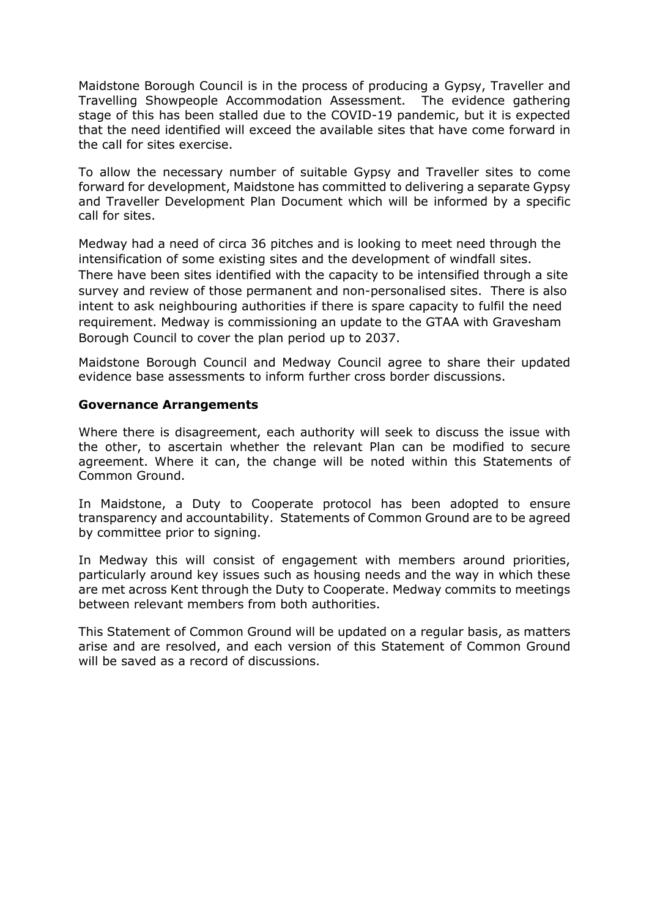Maidstone Borough Council is in the process of producing a Gypsy, Traveller and Travelling Showpeople Accommodation Assessment. The evidence gathering stage of this has been stalled due to the COVID-19 pandemic, but it is expected that the need identified will exceed the available sites that have come forward in the call for sites exercise.

To allow the necessary number of suitable Gypsy and Traveller sites to come forward for development, Maidstone has committed to delivering a separate Gypsy and Traveller Development Plan Document which will be informed by a specific call for sites.

Medway had a need of circa 36 pitches and is looking to meet need through the intensification of some existing sites and the development of windfall sites. There have been sites identified with the capacity to be intensified through a site survey and review of those permanent and non-personalised sites. There is also intent to ask neighbouring authorities if there is spare capacity to fulfil the need requirement. Medway is commissioning an update to the GTAA with Gravesham Borough Council to cover the plan period up to 2037.

Maidstone Borough Council and Medway Council agree to share their updated evidence base assessments to inform further cross border discussions.

**Governance Arrangements**

Where there is disagreement, each authority will seek to discuss the issue with the other, to ascertain whether the relevant Plan can be modified to secure agreement. Where it can, the change will be noted within this Statements of Common Ground.

In Maidstone, a Duty to Cooperate protocol has been adopted to ensure transparency and accountability. Statements of Common Ground are to be agreed by committee prior to signing.

In Medway this will consist of engagement with members around priorities, particularly around key issues such as housing needs and the way in which these are met across Kent through the Duty to Cooperate. Medway commits to meetings between relevant members from both authorities.

This Statement of Common Ground will be updated on a regular basis, as matters arise and are resolved, and each version of this Statement of Common Ground will be saved as a record of discussions.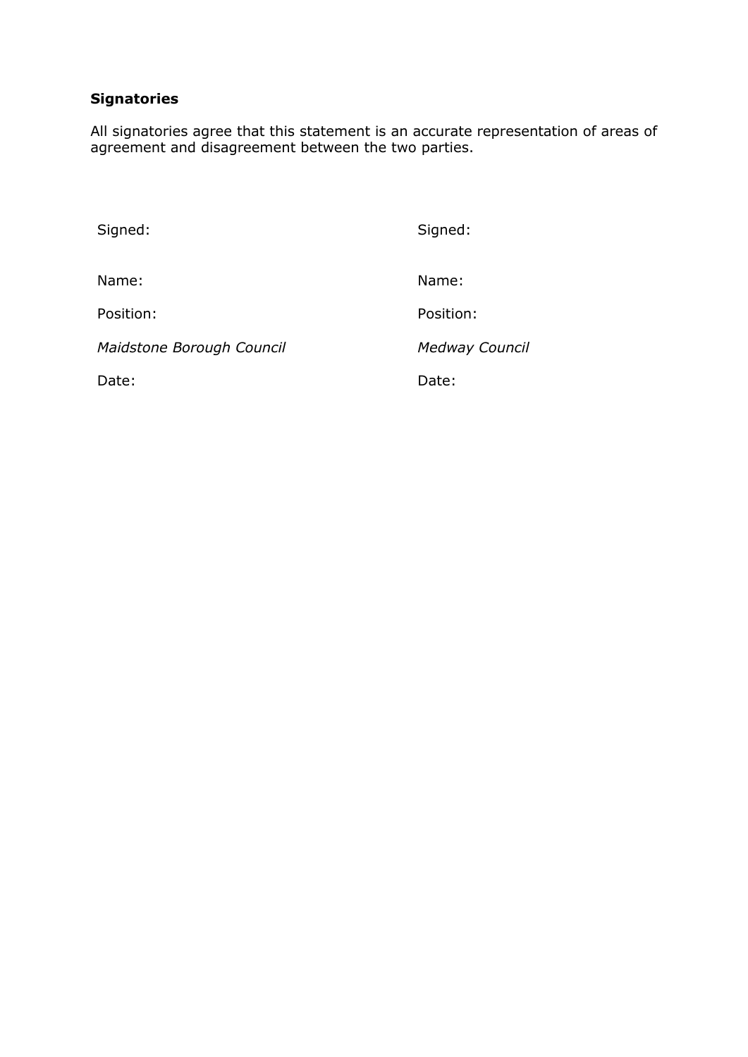**Signatories**

All signatories agree that this statement is an accurate representation of areas of agreement and disagreement between the two parties.

| | |
|---|---|
| Signed: | Signed: |
| Name: | Name: |
| Position: | Position: |
| *Maidstone Borough Council* | *Medway Council* |
| Date: | Date: |